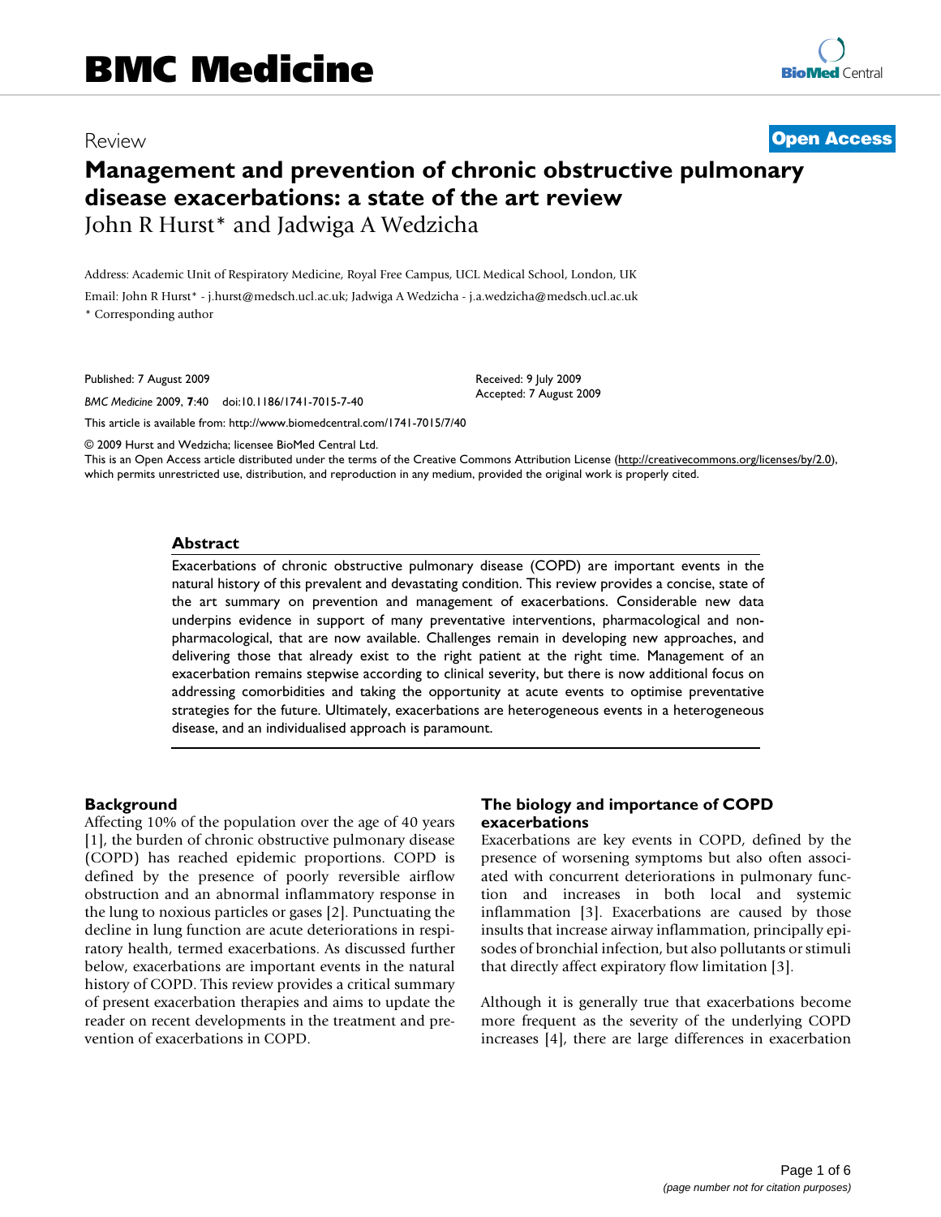# BMC Medicine

Review

**Open Access**

# Management and prevention of chronic obstructive pulmonary disease exacerbations: a state of the art review

John R Hurst* and Jadwiga A Wedzicha

Address: Academic Unit of Respiratory Medicine, Royal Free Campus, UCL Medical School, London, UK

Email: John R Hurst* - j.hurst@medsch.ucl.ac.uk; Jadwiga A Wedzicha - j.a.wedzicha@medsch.ucl.ac.uk

\* Corresponding author

Published: 7 August 2009

*BMC Medicine* 2009, **7**:40 doi:10.1186/1741-7015-7-40

Received: 9 July 2009
Accepted: 7 August 2009

This article is available from: http://www.biomedcentral.com/1741-7015/7/40

© 2009 Hurst and Wedzicha; licensee BioMed Central Ltd.

This is an Open Access article distributed under the terms of the Creative Commons Attribution License (http://creativecommons.org/licenses/by/2.0), which permits unrestricted use, distribution, and reproduction in any medium, provided the original work is properly cited.

## Abstract

Exacerbations of chronic obstructive pulmonary disease (COPD) are important events in the natural history of this prevalent and devastating condition. This review provides a concise, state of the art summary on prevention and management of exacerbations. Considerable new data underpins evidence in support of many preventative interventions, pharmacological and non-pharmacological, that are now available. Challenges remain in developing new approaches, and delivering those that already exist to the right patient at the right time. Management of an exacerbation remains stepwise according to clinical severity, but there is now additional focus on addressing comorbidities and taking the opportunity at acute events to optimise preventative strategies for the future. Ultimately, exacerbations are heterogeneous events in a heterogeneous disease, and an individualised approach is paramount.

## Background

Affecting 10% of the population over the age of 40 years [1], the burden of chronic obstructive pulmonary disease (COPD) has reached epidemic proportions. COPD is defined by the presence of poorly reversible airflow obstruction and an abnormal inflammatory response in the lung to noxious particles or gases [2]. Punctuating the decline in lung function are acute deteriorations in respiratory health, termed exacerbations. As discussed further below, exacerbations are important events in the natural history of COPD. This review provides a critical summary of present exacerbation therapies and aims to update the reader on recent developments in the treatment and prevention of exacerbations in COPD.

## The biology and importance of COPD exacerbations

Exacerbations are key events in COPD, defined by the presence of worsening symptoms but also often associated with concurrent deteriorations in pulmonary function and increases in both local and systemic inflammation [3]. Exacerbations are caused by those insults that increase airway inflammation, principally episodes of bronchial infection, but also pollutants or stimuli that directly affect expiratory flow limitation [3].

Although it is generally true that exacerbations become more frequent as the severity of the underlying COPD increases [4], there are large differences in exacerbation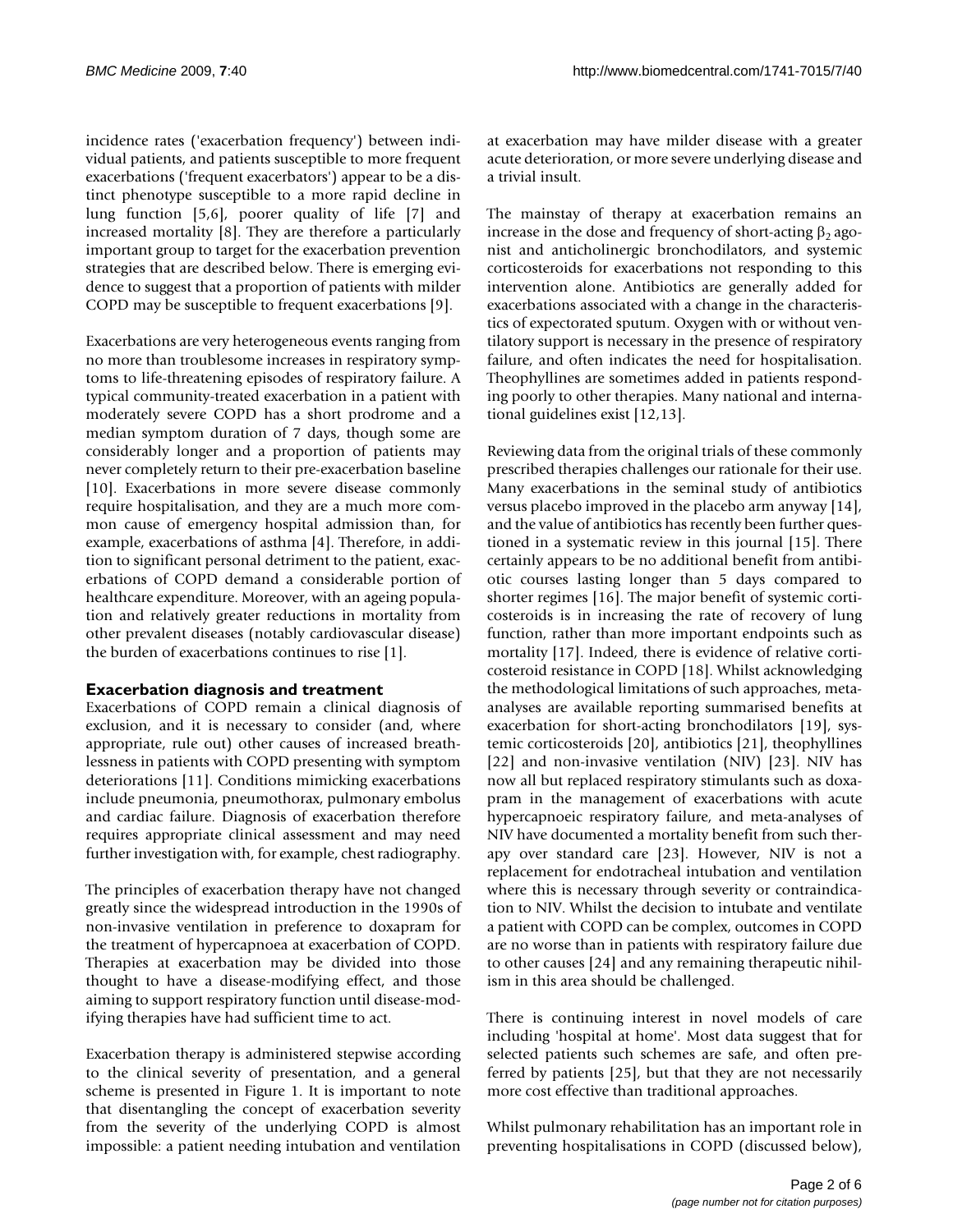incidence rates ('exacerbation frequency') between individual patients, and patients susceptible to more frequent exacerbations ('frequent exacerbators') appear to be a distinct phenotype susceptible to a more rapid decline in lung function [5,6], poorer quality of life [7] and increased mortality [8]. They are therefore a particularly important group to target for the exacerbation prevention strategies that are described below. There is emerging evidence to suggest that a proportion of patients with milder COPD may be susceptible to frequent exacerbations [9].

Exacerbations are very heterogeneous events ranging from no more than troublesome increases in respiratory symptoms to life-threatening episodes of respiratory failure. A typical community-treated exacerbation in a patient with moderately severe COPD has a short prodrome and a median symptom duration of 7 days, though some are considerably longer and a proportion of patients may never completely return to their pre-exacerbation baseline [10]. Exacerbations in more severe disease commonly require hospitalisation, and they are a much more common cause of emergency hospital admission than, for example, exacerbations of asthma [4]. Therefore, in addition to significant personal detriment to the patient, exacerbations of COPD demand a considerable portion of healthcare expenditure. Moreover, with an ageing population and relatively greater reductions in mortality from other prevalent diseases (notably cardiovascular disease) the burden of exacerbations continues to rise [1].

## Exacerbation diagnosis and treatment

Exacerbations of COPD remain a clinical diagnosis of exclusion, and it is necessary to consider (and, where appropriate, rule out) other causes of increased breathlessness in patients with COPD presenting with symptom deteriorations [11]. Conditions mimicking exacerbations include pneumonia, pneumothorax, pulmonary embolus and cardiac failure. Diagnosis of exacerbation therefore requires appropriate clinical assessment and may need further investigation with, for example, chest radiography.

The principles of exacerbation therapy have not changed greatly since the widespread introduction in the 1990s of non-invasive ventilation in preference to doxapram for the treatment of hypercapnoea at exacerbation of COPD. Therapies at exacerbation may be divided into those thought to have a disease-modifying effect, and those aiming to support respiratory function until disease-modifying therapies have had sufficient time to act.

Exacerbation therapy is administered stepwise according to the clinical severity of presentation, and a general scheme is presented in Figure 1. It is important to note that disentangling the concept of exacerbation severity from the severity of the underlying COPD is almost impossible: a patient needing intubation and ventilation at exacerbation may have milder disease with a greater acute deterioration, or more severe underlying disease and a trivial insult.

The mainstay of therapy at exacerbation remains an increase in the dose and frequency of short-acting $\beta_2$ agonist and anticholinergic bronchodilators, and systemic corticosteroids for exacerbations not responding to this intervention alone. Antibiotics are generally added for exacerbations associated with a change in the characteristics of expectorated sputum. Oxygen with or without ventilatory support is necessary in the presence of respiratory failure, and often indicates the need for hospitalisation. Theophyllines are sometimes added in patients responding poorly to other therapies. Many national and international guidelines exist [12,13].

Reviewing data from the original trials of these commonly prescribed therapies challenges our rationale for their use. Many exacerbations in the seminal study of antibiotics versus placebo improved in the placebo arm anyway [14], and the value of antibiotics has recently been further questioned in a systematic review in this journal [15]. There certainly appears to be no additional benefit from antibiotic courses lasting longer than 5 days compared to shorter regimes [16]. The major benefit of systemic corticosteroids is in increasing the rate of recovery of lung function, rather than more important endpoints such as mortality [17]. Indeed, there is evidence of relative corticosteroid resistance in COPD [18]. Whilst acknowledging the methodological limitations of such approaches, meta-analyses are available reporting summarised benefits at exacerbation for short-acting bronchodilators [19], systemic corticosteroids [20], antibiotics [21], theophyllines [22] and non-invasive ventilation (NIV) [23]. NIV has now all but replaced respiratory stimulants such as doxapram in the management of exacerbations with acute hypercapnoeic respiratory failure, and meta-analyses of NIV have documented a mortality benefit from such therapy over standard care [23]. However, NIV is not a replacement for endotracheal intubation and ventilation where this is necessary through severity or contraindication to NIV. Whilst the decision to intubate and ventilate a patient with COPD can be complex, outcomes in COPD are no worse than in patients with respiratory failure due to other causes [24] and any remaining therapeutic nihilism in this area should be challenged.

There is continuing interest in novel models of care including 'hospital at home'. Most data suggest that for selected patients such schemes are safe, and often preferred by patients [25], but that they are not necessarily more cost effective than traditional approaches.

Whilst pulmonary rehabilitation has an important role in preventing hospitalisations in COPD (discussed below),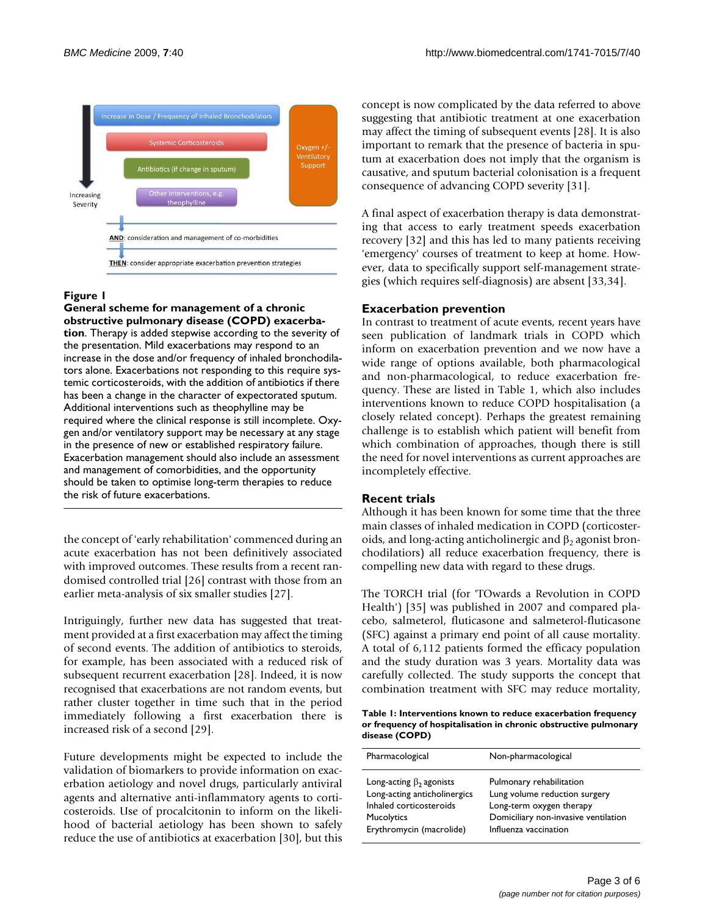**Figure 1**
**General scheme for management of a chronic obstructive pulmonary disease (COPD) exacerbation**. Therapy is added stepwise according to the severity of the presentation. Mild exacerbations may respond to an increase in the dose and/or frequency of inhaled bronchodilators alone. Exacerbations not responding to this require systemic corticosteroids, with the addition of antibiotics if there has been a change in the character of expectorated sputum. Additional interventions such as theophylline may be required where the clinical response is still incomplete. Oxygen and/or ventilatory support may be necessary at any stage in the presence of new or established respiratory failure. Exacerbation management should also include an assessment and management of comorbidities, and the opportunity should be taken to optimise long-term therapies to reduce the risk of future exacerbations.

the concept of 'early rehabilitation' commenced during an acute exacerbation has not been definitively associated with improved outcomes. These results from a recent randomised controlled trial [26] contrast with those from an earlier meta-analysis of six smaller studies [27].

Intriguingly, further new data has suggested that treatment provided at a first exacerbation may affect the timing of second events. The addition of antibiotics to steroids, for example, has been associated with a reduced risk of subsequent recurrent exacerbation [28]. Indeed, it is now recognised that exacerbations are not random events, but rather cluster together in time such that in the period immediately following a first exacerbation there is increased risk of a second [29].

Future developments might be expected to include the validation of biomarkers to provide information on exacerbation aetiology and novel drugs, particularly antiviral agents and alternative anti-inflammatory agents to corticosteroids. Use of procalcitonin to inform on the likelihood of bacterial aetiology has been shown to safely reduce the use of antibiotics at exacerbation [30], but this concept is now complicated by the data referred to above suggesting that antibiotic treatment at one exacerbation may affect the timing of subsequent events [28]. It is also important to remark that the presence of bacteria in sputum at exacerbation does not imply that the organism is causative, and sputum bacterial colonisation is a frequent consequence of advancing COPD severity [31].

A final aspect of exacerbation therapy is data demonstrating that access to early treatment speeds exacerbation recovery [32] and this has led to many patients receiving 'emergency' courses of treatment to keep at home. However, data to specifically support self-management strategies (which requires self-diagnosis) are absent [33,34].

## Exacerbation prevention

In contrast to treatment of acute events, recent years have seen publication of landmark trials in COPD which inform on exacerbation prevention and we now have a wide range of options available, both pharmacological and non-pharmacological, to reduce exacerbation frequency. These are listed in Table 1, which also includes interventions known to reduce COPD hospitalisation (a closely related concept). Perhaps the greatest remaining challenge is to establish which patient will benefit from which combination of approaches, though there is still the need for novel interventions as current approaches are incompletely effective.

## Recent trials

Although it has been known for some time that the three main classes of inhaled medication in COPD (corticosteroids, and long-acting anticholinergic and $\beta_2$ agonist bronchodilators) all reduce exacerbation frequency, there is compelling new data with regard to these drugs.

The TORCH trial (for 'TOwards a Revolution in COPD Health') [35] was published in 2007 and compared placebo, salmeterol, fluticasone and salmeterol-fluticasone (SFC) against a primary end point of all cause mortality. A total of 6,112 patients formed the efficacy population and the study duration was 3 years. Mortality data was carefully collected. The study supports the concept that combination treatment with SFC may reduce mortality,

**Table 1: Interventions known to reduce exacerbation frequency or frequency of hospitalisation in chronic obstructive pulmonary disease (COPD)**

| Pharmacological | Non-pharmacological |
|---|---|
| Long-acting $\beta_2$ agonists | Pulmonary rehabilitation |
| Long-acting anticholinergics | Lung volume reduction surgery |
| Inhaled corticosteroids | Long-term oxygen therapy |
| Mucolytics | Domiciliary non-invasive ventilation |
| Erythromycin (macrolide) | Influenza vaccination |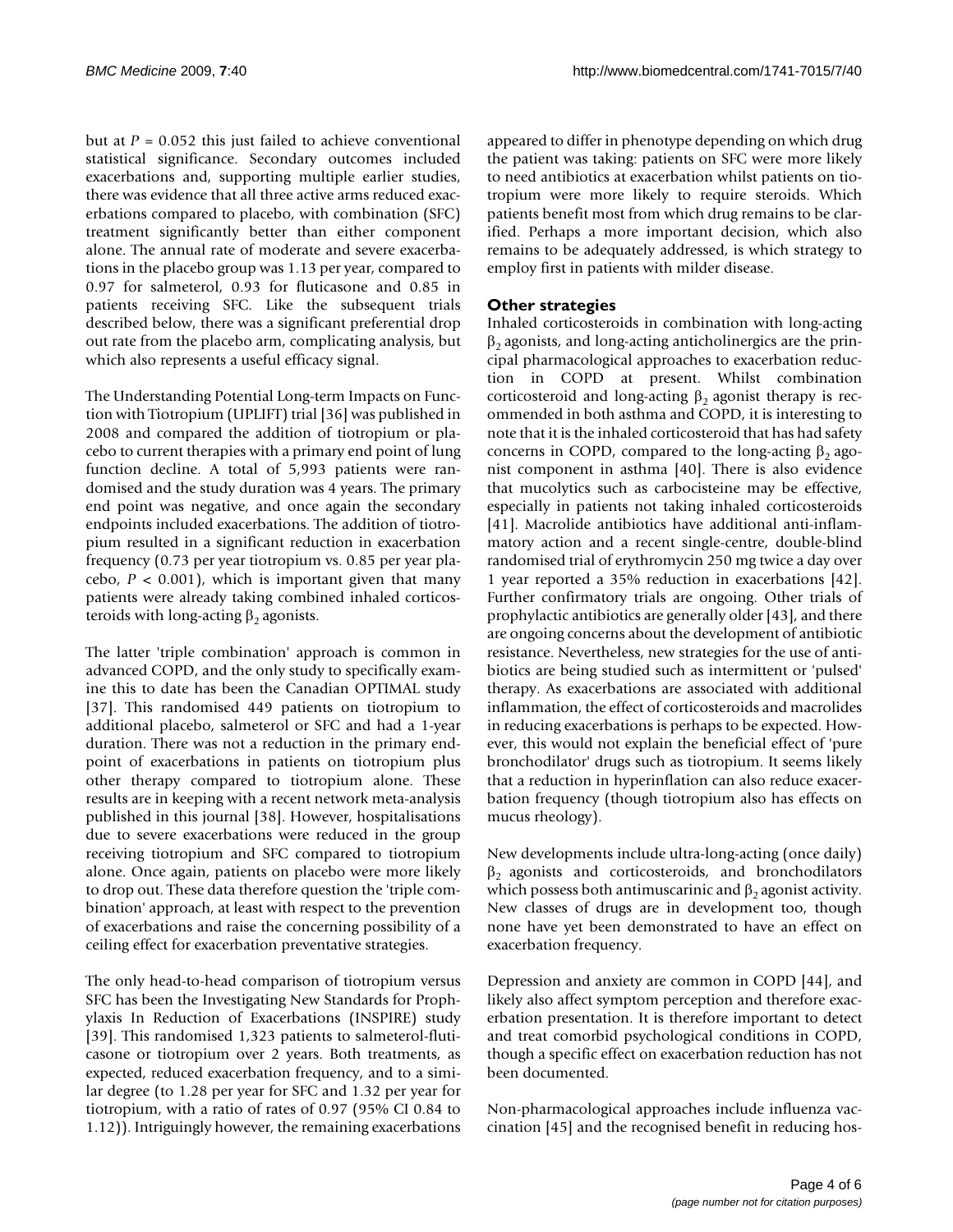but at $P = 0.052$ this just failed to achieve conventional statistical significance. Secondary outcomes included exacerbations and, supporting multiple earlier studies, there was evidence that all three active arms reduced exacerbations compared to placebo, with combination (SFC) treatment significantly better than either component alone. The annual rate of moderate and severe exacerbations in the placebo group was 1.13 per year, compared to 0.97 for salmeterol, 0.93 for fluticasone and 0.85 in patients receiving SFC. Like the subsequent trials described below, there was a significant preferential drop out rate from the placebo arm, complicating analysis, but which also represents a useful efficacy signal.

The Understanding Potential Long-term Impacts on Function with Tiotropium (UPLIFT) trial [36] was published in 2008 and compared the addition of tiotropium or placebo to current therapies with a primary end point of lung function decline. A total of 5,993 patients were randomised and the study duration was 4 years. The primary end point was negative, and once again the secondary endpoints included exacerbations. The addition of tiotropium resulted in a significant reduction in exacerbation frequency (0.73 per year tiotropium vs. 0.85 per year placebo, $P < 0.001$), which is important given that many patients were already taking combined inhaled corticosteroids with long-acting $\beta_2$ agonists.

The latter 'triple combination' approach is common in advanced COPD, and the only study to specifically examine this to date has been the Canadian OPTIMAL study [37]. This randomised 449 patients on tiotropium to additional placebo, salmeterol or SFC and had a 1-year duration. There was not a reduction in the primary endpoint of exacerbations in patients on tiotropium plus other therapy compared to tiotropium alone. These results are in keeping with a recent network meta-analysis published in this journal [38]. However, hospitalisations due to severe exacerbations were reduced in the group receiving tiotropium and SFC compared to tiotropium alone. Once again, patients on placebo were more likely to drop out. These data therefore question the 'triple combination' approach, at least with respect to the prevention of exacerbations and raise the concerning possibility of a ceiling effect for exacerbation preventative strategies.

The only head-to-head comparison of tiotropium versus SFC has been the Investigating New Standards for Prophylaxis In Reduction of Exacerbations (INSPIRE) study [39]. This randomised 1,323 patients to salmeterol-fluticasone or tiotropium over 2 years. Both treatments, as expected, reduced exacerbation frequency, and to a similar degree (to 1.28 per year for SFC and 1.32 per year for tiotropium, with a ratio of rates of 0.97 (95% CI 0.84 to 1.12)). Intriguingly however, the remaining exacerbations appeared to differ in phenotype depending on which drug the patient was taking: patients on SFC were more likely to need antibiotics at exacerbation whilst patients on tiotropium were more likely to require steroids. Which patients benefit most from which drug remains to be clarified. Perhaps a more important decision, which also remains to be adequately addressed, is which strategy to employ first in patients with milder disease.

## Other strategies

Inhaled corticosteroids in combination with long-acting $\beta_2$ agonists, and long-acting anticholinergics are the principal pharmacological approaches to exacerbation reduction in COPD at present. Whilst combination corticosteroid and long-acting $\beta_2$ agonist therapy is recommended in both asthma and COPD, it is interesting to note that it is the inhaled corticosteroid that has had safety concerns in COPD, compared to the long-acting $\beta_2$ agonist component in asthma [40]. There is also evidence that mucolytics such as carbocisteine may be effective, especially in patients not taking inhaled corticosteroids [41]. Macrolide antibiotics have additional anti-inflammatory action and a recent single-centre, double-blind randomised trial of erythromycin 250 mg twice a day over 1 year reported a 35% reduction in exacerbations [42]. Further confirmatory trials are ongoing. Other trials of prophylactic antibiotics are generally older [43], and there are ongoing concerns about the development of antibiotic resistance. Nevertheless, new strategies for the use of antibiotics are being studied such as intermittent or 'pulsed' therapy. As exacerbations are associated with additional inflammation, the effect of corticosteroids and macrolides in reducing exacerbations is perhaps to be expected. However, this would not explain the beneficial effect of 'pure bronchodilator' drugs such as tiotropium. It seems likely that a reduction in hyperinflation can also reduce exacerbation frequency (though tiotropium also has effects on mucus rheology).

New developments include ultra-long-acting (once daily) $\beta_2$ agonists and corticosteroids, and bronchodilators which possess both antimuscarinic and $\beta_2$ agonist activity. New classes of drugs are in development too, though none have yet been demonstrated to have an effect on exacerbation frequency.

Depression and anxiety are common in COPD [44], and likely also affect symptom perception and therefore exacerbation presentation. It is therefore important to detect and treat comorbid psychological conditions in COPD, though a specific effect on exacerbation reduction has not been documented.

Non-pharmacological approaches include influenza vaccination [45] and the recognised benefit in reducing hos-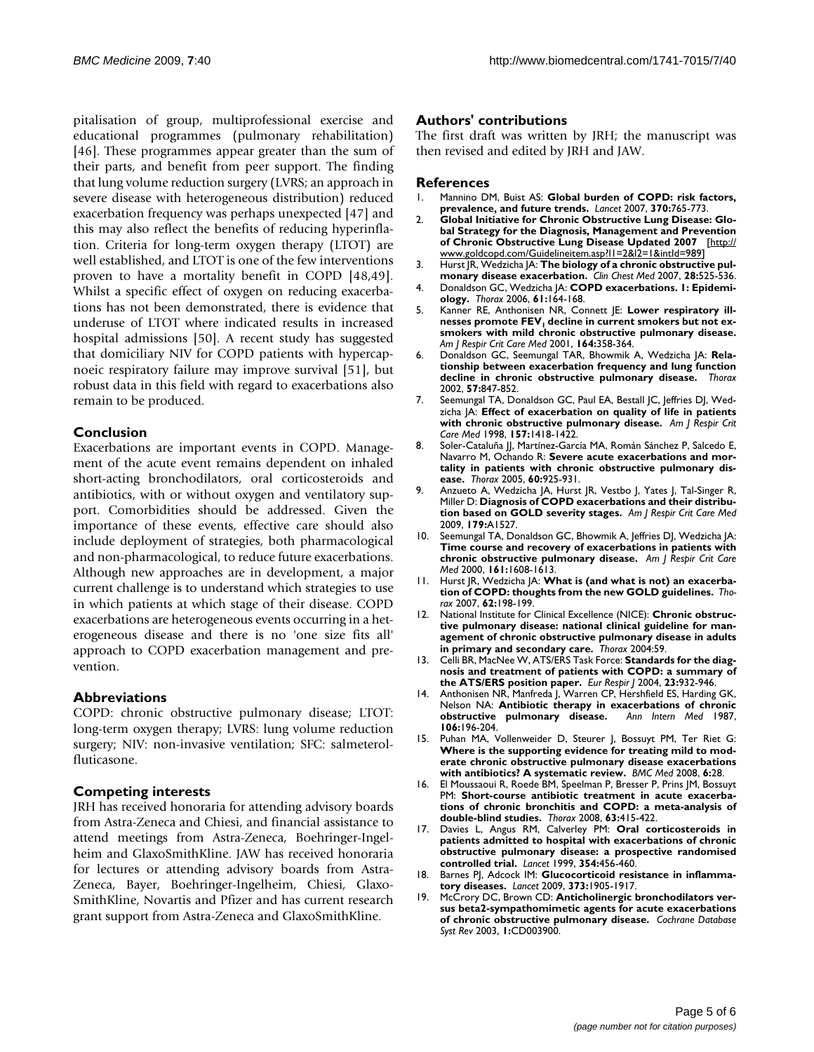pitalisation of group, multiprofessional exercise and educational programmes (pulmonary rehabilitation) [46]. These programmes appear greater than the sum of their parts, and benefit from peer support. The finding that lung volume reduction surgery (LVRS; an approach in severe disease with heterogeneous distribution) reduced exacerbation frequency was perhaps unexpected [47] and this may also reflect the benefits of reducing hyperinflation. Criteria for long-term oxygen therapy (LTOT) are well established, and LTOT is one of the few interventions proven to have a mortality benefit in COPD [48,49]. Whilst a specific effect of oxygen on reducing exacerbations has not been demonstrated, there is evidence that underuse of LTOT where indicated results in increased hospital admissions [50]. A recent study has suggested that domiciliary NIV for COPD patients with hypercapnoeic respiratory failure may improve survival [51], but robust data in this field with regard to exacerbations also remain to be produced.

## Conclusion

Exacerbations are important events in COPD. Management of the acute event remains dependent on inhaled short-acting bronchodilators, oral corticosteroids and antibiotics, with or without oxygen and ventilatory support. Comorbidities should be addressed. Given the importance of these events, effective care should also include deployment of strategies, both pharmacological and non-pharmacological, to reduce future exacerbations. Although new approaches are in development, a major current challenge is to understand which strategies to use in which patients at which stage of their disease. COPD exacerbations are heterogeneous events occurring in a heterogeneous disease and there is no 'one size fits all' approach to COPD exacerbation management and prevention.

## Abbreviations

COPD: chronic obstructive pulmonary disease; LTOT: long-term oxygen therapy; LVRS: lung volume reduction surgery; NIV: non-invasive ventilation; SFC: salmeterol-fluticasone.

## Competing interests

JRH has received honoraria for attending advisory boards from Astra-Zeneca and Chiesi, and financial assistance to attend meetings from Astra-Zeneca, Boehringer-Ingelheim and GlaxoSmithKline. JAW has received honoraria for lectures or attending advisory boards from Astra-Zeneca, Bayer, Boehringer-Ingelheim, Chiesi, GlaxoSmithKline, Novartis and Pfizer and has current research grant support from Astra-Zeneca and GlaxoSmithKline.

## Authors' contributions

The first draft was written by JRH; the manuscript was then revised and edited by JRH and JAW.

## References

1. Mannino DM, Buist AS: **Global burden of COPD: risk factors, prevalence, and future trends.** *Lancet* 2007, **370:**765-773.
2. **Global Initiative for Chronic Obstructive Lung Disease: Global Strategy for the Diagnosis, Management and Prevention of Chronic Obstructive Lung Disease Updated 2007** [http://www.goldcopd.com/Guidelineitem.asp?l1=2&l2=1&intId=989]
3. Hurst JR, Wedzicha JA: **The biology of a chronic obstructive pulmonary disease exacerbation.** *Clin Chest Med* 2007, **28:**525-536.
4. Donaldson GC, Wedzicha JA: **COPD exacerbations. 1: Epidemiology.** *Thorax* 2006, **61:**164-168.
5. Kanner RE, Anthonisen NR, Connett JE: **Lower respiratory illnesses promote $FEV_1$ decline in current smokers but not ex-smokers with mild chronic obstructive pulmonary disease.** *Am J Respir Crit Care Med* 2001, **164:**358-364.
6. Donaldson GC, Seemungal TAR, Bhowmik A, Wedzicha JA: **Relationship between exacerbation frequency and lung function decline in chronic obstructive pulmonary disease.** *Thorax* 2002, **57:**847-852.
7. Seemungal TA, Donaldson GC, Paul EA, Bestall JC, Jeffries DJ, Wedzicha JA: **Effect of exacerbation on quality of life in patients with chronic obstructive pulmonary disease.** *Am J Respir Crit Care Med* 1998, **157:**1418-1422.
8. Soler-Cataluña JJ, Martínez-García MA, Román Sánchez P, Salcedo E, Navarro M, Ochando R: **Severe acute exacerbations and mortality in patients with chronic obstructive pulmonary disease.** *Thorax* 2005, **60:**925-931.
9. Anzueto A, Wedzicha JA, Hurst JR, Vestbo J, Yates J, Tal-Singer R, Miller D: **Diagnosis of COPD exacerbations and their distribution based on GOLD severity stages.** *Am J Respir Crit Care Med* 2009, **179:**A1527.
10. Seemungal TA, Donaldson GC, Bhowmik A, Jeffries DJ, Wedzicha JA: **Time course and recovery of exacerbations in patients with chronic obstructive pulmonary disease.** *Am J Respir Crit Care Med* 2000, **161:**1608-1613.
11. Hurst JR, Wedzicha JA: **What is (and what is not) an exacerbation of COPD: thoughts from the new GOLD guidelines.** *Thorax* 2007, **62:**198-199.
12. National Institute for Clinical Excellence (NICE): **Chronic obstructive pulmonary disease: national clinical guideline for management of chronic obstructive pulmonary disease in adults in primary and secondary care.** *Thorax* 2004:59.
13. Celli BR, MacNee W, ATS/ERS Task Force: **Standards for the diagnosis and treatment of patients with COPD: a summary of the ATS/ERS position paper.** *Eur Respir J* 2004, **23:**932-946.
14. Anthonisen NR, Manfreda J, Warren CP, Hershfield ES, Harding GK, Nelson NA: **Antibiotic therapy in exacerbations of chronic obstructive pulmonary disease.** *Ann Intern Med* 1987, **106:**196-204.
15. Puhan MA, Vollenweider D, Steurer J, Bossuyt PM, Ter Riet G: **Where is the supporting evidence for treating mild to moderate chronic obstructive pulmonary disease exacerbations with antibiotics? A systematic review.** *BMC Med* 2008, **6:**28.
16. El Moussaoui R, Roede BM, Speelman P, Bresser P, Prins JM, Bossuyt PM: **Short-course antibiotic treatment in acute exacerbations of chronic bronchitis and COPD: a meta-analysis of double-blind studies.** *Thorax* 2008, **63:**415-422.
17. Davies L, Angus RM, Calverley PM: **Oral corticosteroids in patients admitted to hospital with exacerbations of chronic obstructive pulmonary disease: a prospective randomised controlled trial.** *Lancet* 1999, **354:**456-460.
18. Barnes PJ, Adcock IM: **Glucocorticoid resistance in inflammatory diseases.** *Lancet* 2009, **373:**1905-1917.
19. McCrory DC, Brown CD: **Anticholinergic bronchodilators versus beta2-sympathomimetic agents for acute exacerbations of chronic obstructive pulmonary disease.** *Cochrane Database Syst Rev* 2003, **1:**CD003900.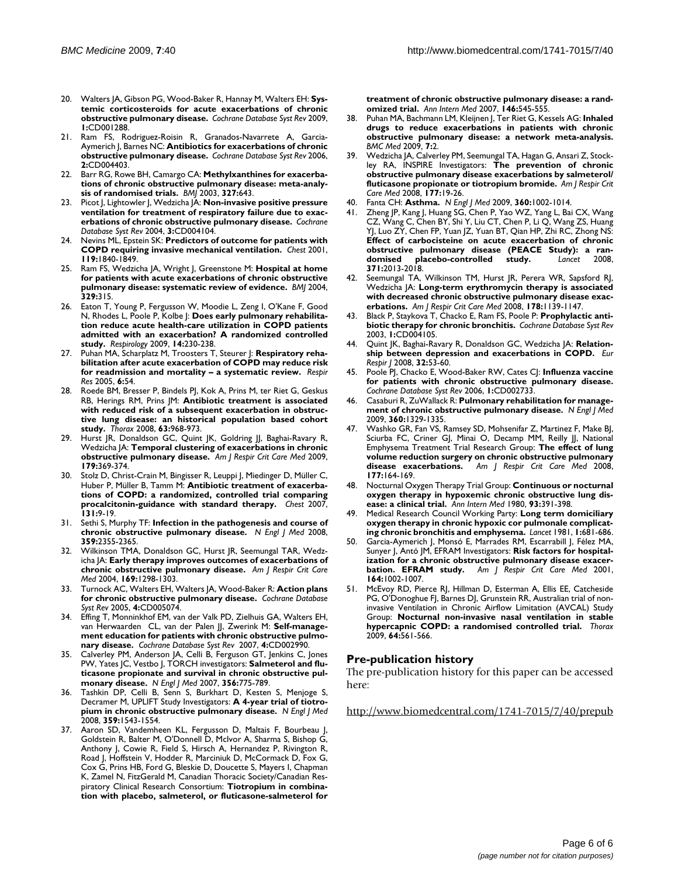20. Walters JA, Gibson PG, Wood-Baker R, Hannay M, Walters EH: **Systemic corticosteroids for acute exacerbations of chronic obstructive pulmonary disease.** *Cochrane Database Syst Rev* 2009, **1:**CD001288.
21. Ram FS, Rodriguez-Roisin R, Granados-Navarrete A, Garcia-Aymerich J, Barnes NC: **Antibiotics for exacerbations of chronic obstructive pulmonary disease.** *Cochrane Database Syst Rev* 2006, **2:**CD004403.
22. Barr RG, Rowe BH, Camargo CA: **Methylxanthines for exacerbations of chronic obstructive pulmonary disease: meta-analysis of randomised trials.** *BMJ* 2003, **327:**643.
23. Picot J, Lightowler J, Wedzicha JA: **Non-invasive positive pressure ventilation for treatment of respiratory failure due to exacerbations of chronic obstructive pulmonary disease.** *Cochrane Database Syst Rev* 2004, **3:**CD004104.
24. Nevins ML, Epstein SK: **Predictors of outcome for patients with COPD requiring invasive mechanical ventilation.** *Chest* 2001, **119:**1840-1849.
25. Ram FS, Wedzicha JA, Wright J, Greenstone M: **Hospital at home for patients with acute exacerbations of chronic obstructive pulmonary disease: systematic review of evidence.** *BMJ* 2004, **329:**315.
26. Eaton T, Young P, Fergusson W, Moodie L, Zeng I, O'Kane F, Good N, Rhodes L, Poole P, Kolbe J: **Does early pulmonary rehabilitation reduce acute health-care utilization in COPD patients admitted with an exacerbation? A randomized controlled study.** *Respirology* 2009, **14:**230-238.
27. Puhan MA, Scharplatz M, Troosters T, Steurer J: **Respiratory rehabilitation after acute exacerbation of COPD may reduce risk for readmission and mortality – a systematic review.** *Respir Res* 2005, **6:**54.
28. Roede BM, Bresser P, Bindels PJ, Kok A, Prins M, ter Riet G, Geskus RB, Herings RM, Prins JM: **Antibiotic treatment is associated with reduced risk of a subsequent exacerbation in obstructive lung disease: an historical population based cohort study.** *Thorax* 2008, **63:**968-973.
29. Hurst JR, Donaldson GC, Quint JK, Goldring JJ, Baghai-Ravary R, Wedzicha JA: **Temporal clustering of exacerbations in chronic obstructive pulmonary disease.** *Am J Respir Crit Care Med* 2009, **179:**369-374.
30. Stolz D, Christ-Crain M, Bingisser R, Leuppi J, Miedinger D, Müller C, Huber P, Müller B, Tamm M: **Antibiotic treatment of exacerbations of COPD: a randomized, controlled trial comparing procalcitonin-guidance with standard therapy.** *Chest* 2007, **131:**9-19.
31. Sethi S, Murphy TF: **Infection in the pathogenesis and course of chronic obstructive pulmonary disease.** *N Engl J Med* 2008, **359:**2355-2365.
32. Wilkinson TMA, Donaldson GC, Hurst JR, Seemungal TAR, Wedzicha JA: **Early therapy improves outcomes of exacerbations of chronic obstructive pulmonary disease.** *Am J Respir Crit Care Med* 2004, **169:**1298-1303.
33. Turnock AC, Walters EH, Walters JA, Wood-Baker R: **Action plans for chronic obstructive pulmonary disease.** *Cochrane Database Syst Rev* 2005, **4:**CD005074.
34. Effing T, Monninkhof EM, van der Valk PD, Zielhuis GA, Walters EH, van Herwaarden CL, van der Palen JJ, Zwerink M: **Self-management education for patients with chronic obstructive pulmonary disease.** *Cochrane Database Syst Rev* 2007, **4:**CD002990.
35. Calverley PM, Anderson JA, Celli B, Ferguson GT, Jenkins C, Jones PW, Yates JC, Vestbo J, TORCH investigators: **Salmeterol and fluticasone propionate and survival in chronic obstructive pulmonary disease.** *N Engl J Med* 2007, **356:**775-789.
36. Tashkin DP, Celli B, Senn S, Burkhart D, Kesten S, Menjoge S, Decramer M, UPLIFT Study Investigators: **A 4-year trial of tiotropium in chronic obstructive pulmonary disease.** *N Engl J Med* 2008, **359:**1543-1554.
37. Aaron SD, Vandemheen KL, Fergusson D, Maltais F, Bourbeau J, Goldstein R, Balter M, O'Donnell D, McIvor A, Sharma S, Bishop G, Anthony J, Cowie R, Field S, Hirsch A, Hernandez P, Rivington R, Road J, Hoffstein V, Hodder R, Marciniuk D, McCormack D, Fox G, Cox G, Prins HB, Ford G, Bleskie D, Doucette S, Mayers I, Chapman K, Zamel N, FitzGerald M, Canadian Thoracic Society/Canadian Respiratory Clinical Research Consortium: **Tiotropium in combination with placebo, salmeterol, or fluticasone-salmeterol for treatment of chronic obstructive pulmonary disease: a randomized trial.** *Ann Intern Med* 2007, **146:**545-555.
38. Puhan MA, Bachmann LM, Kleijnen J, Ter Riet G, Kessels AG: **Inhaled drugs to reduce exacerbations in patients with chronic obstructive pulmonary disease: a network meta-analysis.** *BMC Med* 2009, **7:**2.
39. Wedzicha JA, Calverley PM, Seemungal TA, Hagan G, Ansari Z, Stockley RA, INSPIRE Investigators: **The prevention of chronic obstructive pulmonary disease exacerbations by salmeterol/fluticasone propionate or tiotropium bromide.** *Am J Respir Crit Care Med* 2008, **177:**19-26.
40. Fanta CH: **Asthma.** *N Engl J Med* 2009, **360:**1002-1014.
41. Zheng JP, Kang J, Huang SG, Chen P, Yao WZ, Yang L, Bai CX, Wang CZ, Wang C, Chen BY, Shi Y, Liu CT, Chen P, Li Q, Wang ZS, Huang YJ, Luo ZY, Chen FP, Yuan JZ, Yuan BT, Qian HP, Zhi RC, Zhong NS: **Effect of carbocisteine on acute exacerbation of chronic obstructive pulmonary disease (PEACE Study): a randomised placebo-controlled study.** *Lancet* 2008, **371:**2013-2018.
42. Seemungal TA, Wilkinson TM, Hurst JR, Perera WR, Sapsford RJ, Wedzicha JA: **Long-term erythromycin therapy is associated with decreased chronic obstructive pulmonary disease exacerbations.** *Am J Respir Crit Care Med* 2008, **178:**1139-1147.
43. Black P, Staykova T, Chacko E, Ram FS, Poole P: **Prophylactic antibiotic therapy for chronic bronchitis.** *Cochrane Database Syst Rev* 2003, **1:**CD004105.
44. Quint JK, Baghai-Ravary R, Donaldson GC, Wedzicha JA: **Relationship between depression and exacerbations in COPD.** *Eur Respir J* 2008, **32:**53-60.
45. Poole PJ, Chacko E, Wood-Baker RW, Cates CJ: **Influenza vaccine for patients with chronic obstructive pulmonary disease.** *Cochrane Database Syst Rev* 2006, **1:**CD002733.
46. Casaburi R, ZuWallack R: **Pulmonary rehabilitation for management of chronic obstructive pulmonary disease.** *N Engl J Med* 2009, **360:**1329-1335.
47. Washko GR, Fan VS, Ramsey SD, Mohsenifar Z, Martinez F, Make BJ, Sciurba FC, Criner GJ, Minai O, Decamp MM, Reilly JJ, National Emphysema Treatment Trial Research Group: **The effect of lung volume reduction surgery on chronic obstructive pulmonary disease exacerbations.** *Am J Respir Crit Care Med* 2008, **177:**164-169.
48. Nocturnal Oxygen Therapy Trial Group: **Continuous or nocturnal oxygen therapy in hypoxemic chronic obstructive lung disease: a clinical trial.** *Ann Intern Med* 1980, **93:**391-398.
49. Medical Research Council Working Party: **Long term domiciliary oxygen therapy in chronic hypoxic cor pulmonale complicating chronic bronchitis and emphysema.** *Lancet* 1981, **1:**681-686.
50. Garcia-Aymerich J, Monsó E, Marrades RM, Escarrabill J, Félez MA, Sunyer J, Antó JM, EFRAM Investigators: **Risk factors for hospitalization for a chronic obstructive pulmonary disease exacerbation. EFRAM study.** *Am J Respir Crit Care Med* 2001, **164:**1002-1007.
51. McEvoy RD, Pierce RJ, Hillman D, Esterman A, Ellis EE, Catcheside PG, O'Donoghue FJ, Barnes DJ, Grunstein RR, Australian trial of non-invasive Ventilation in Chronic Airflow Limitation (AVCAL) Study Group: **Nocturnal non-invasive nasal ventilation in stable hypercapnic COPD: a randomised controlled trial.** *Thorax* 2009, **64:**561-566.

## Pre-publication history

The pre-publication history for this paper can be accessed here:

http://www.biomedcentral.com/1741-7015/7/40/prepub